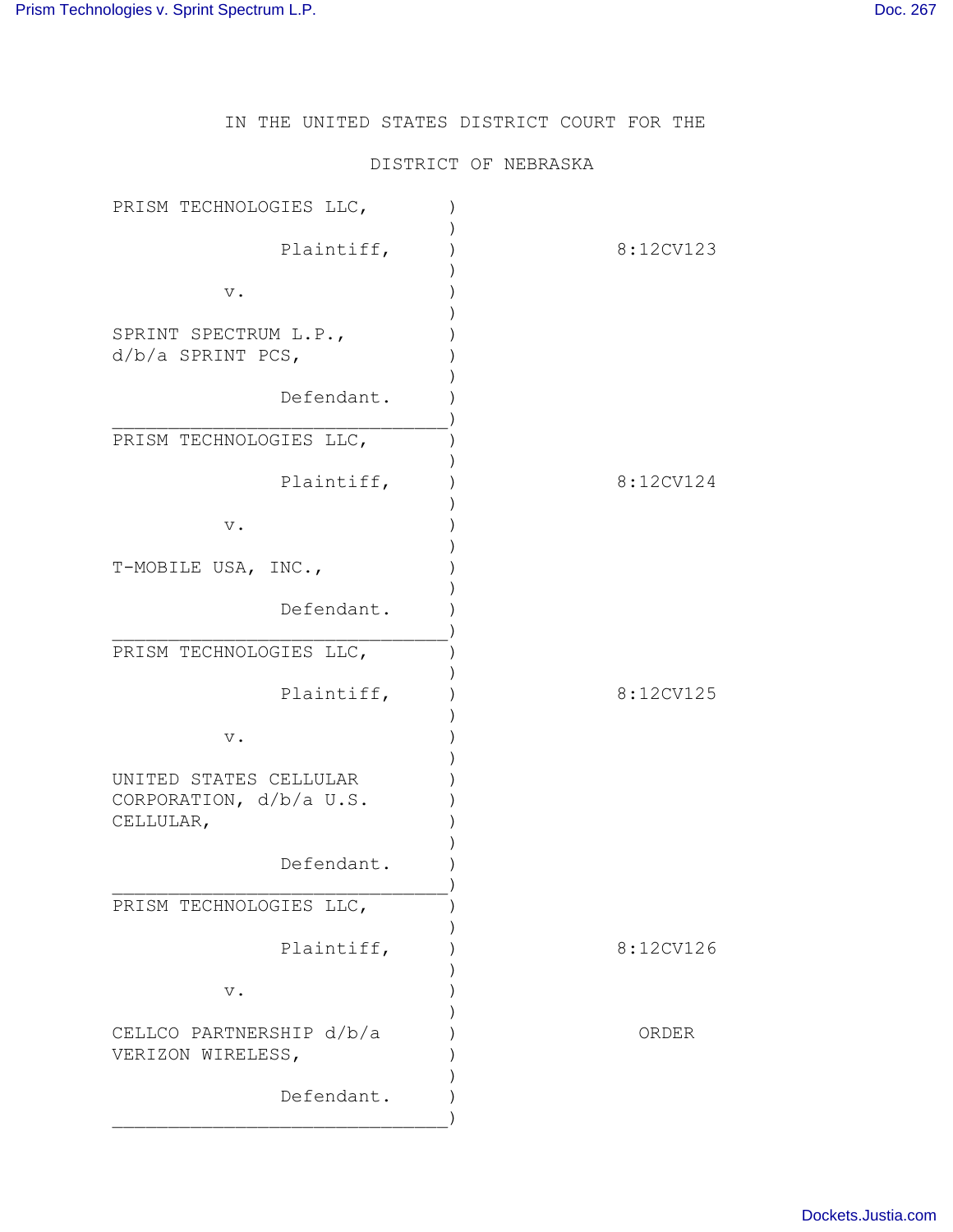IN THE UNITED STATES DISTRICT COURT FOR THE

DISTRICT OF NEBRASKA

| | |
|---|---|
| PRISM TECHNOLOGIES LLC, Plaintiff, v. SPRINT SPECTRUM L.P., d/b/a SPRINT PCS, Defendant. | 8:12CV123 |
| PRISM TECHNOLOGIES LLC, Plaintiff, v. T-MOBILE USA, INC., Defendant. | 8:12CV124 |
| PRISM TECHNOLOGIES LLC, Plaintiff, v. UNITED STATES CELLULAR CORPORATION, d/b/a U.S. CELLULAR, Defendant. | 8:12CV125 |
| PRISM TECHNOLOGIES LLC, Plaintiff, v. CELLCO PARTNERSHIP d/b/a VERIZON WIRELESS, Defendant. | 8:12CV126 |

ORDER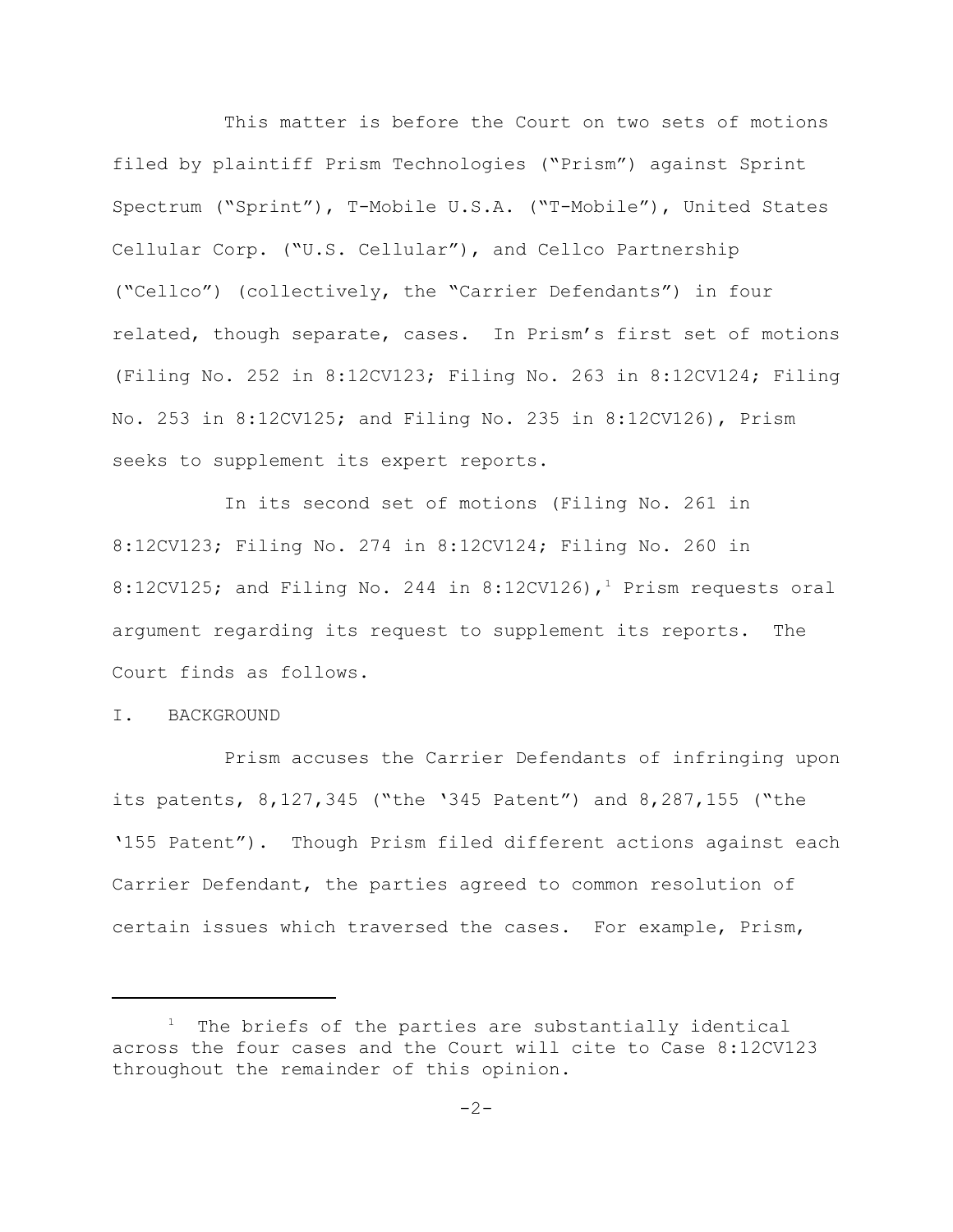This matter is before the Court on two sets of motions filed by plaintiff Prism Technologies ("Prism") against Sprint Spectrum ("Sprint"), T-Mobile U.S.A. ("T-Mobile"), United States Cellular Corp. ("U.S. Cellular"), and Cellco Partnership ("Cellco") (collectively, the "Carrier Defendants") in four related, though separate, cases. In Prism's first set of motions (Filing No. 252 in 8:12CV123; Filing No. 263 in 8:12CV124; Filing No. 253 in 8:12CV125; and Filing No. 235 in 8:12CV126), Prism seeks to supplement its expert reports.

In its second set of motions (Filing No. 261 in 8:12CV123; Filing No. 274 in 8:12CV124; Filing No. 260 in 8:12CV125; and Filing No. 244 in 8:12CV126),[1] Prism requests oral argument regarding its request to supplement its reports. The Court finds as follows.

I. BACKGROUND

Prism accuses the Carrier Defendants of infringing upon its patents, 8,127,345 ("the '345 Patent") and 8,287,155 ("the '155 Patent"). Though Prism filed different actions against each Carrier Defendant, the parties agreed to common resolution of certain issues which traversed the cases. For example, Prism,

[1] The briefs of the parties are substantially identical across the four cases and the Court will cite to Case 8:12CV123 throughout the remainder of this opinion.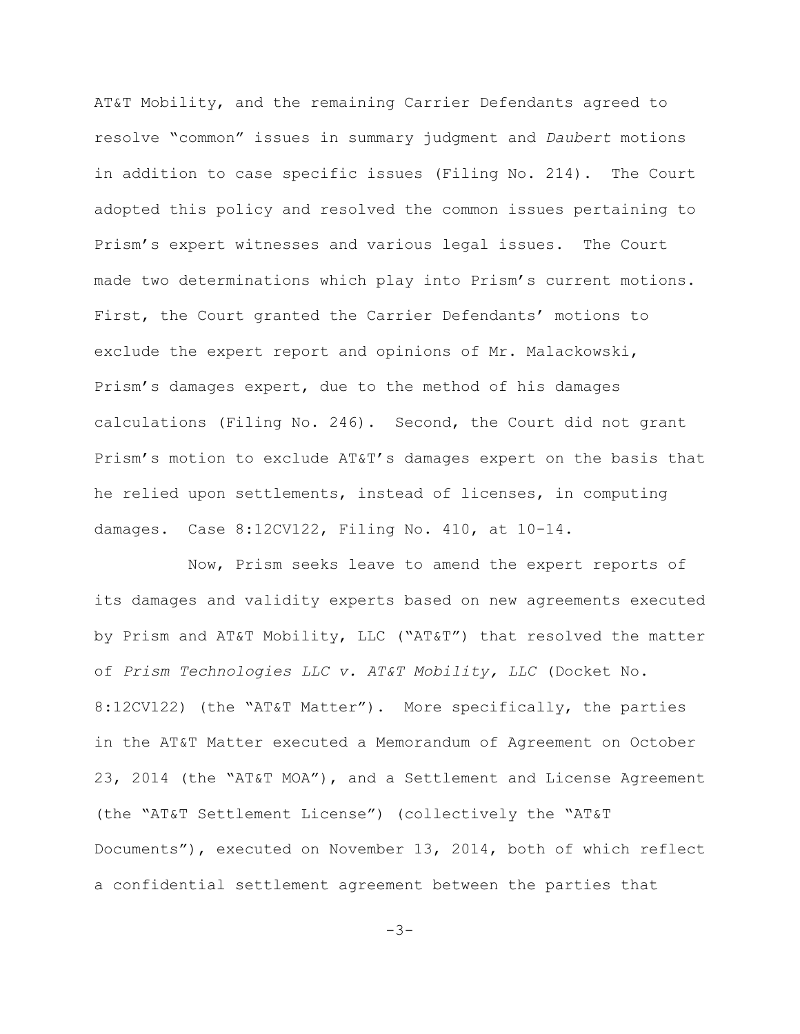AT&T Mobility, and the remaining Carrier Defendants agreed to resolve "common" issues in summary judgment and *Daubert* motions in addition to case specific issues (Filing No. 214). The Court adopted this policy and resolved the common issues pertaining to Prism's expert witnesses and various legal issues. The Court made two determinations which play into Prism's current motions. First, the Court granted the Carrier Defendants' motions to exclude the expert report and opinions of Mr. Malackowski, Prism's damages expert, due to the method of his damages calculations (Filing No. 246). Second, the Court did not grant Prism's motion to exclude AT&T's damages expert on the basis that he relied upon settlements, instead of licenses, in computing damages. Case 8:12CV122, Filing No. 410, at 10-14.

Now, Prism seeks leave to amend the expert reports of its damages and validity experts based on new agreements executed by Prism and AT&T Mobility, LLC ("AT&T") that resolved the matter of *Prism Technologies LLC v. AT&T Mobility, LLC* (Docket No. 8:12CV122) (the "AT&T Matter"). More specifically, the parties in the AT&T Matter executed a Memorandum of Agreement on October 23, 2014 (the "AT&T MOA"), and a Settlement and License Agreement (the "AT&T Settlement License") (collectively the "AT&T Documents"), executed on November 13, 2014, both of which reflect a confidential settlement agreement between the parties that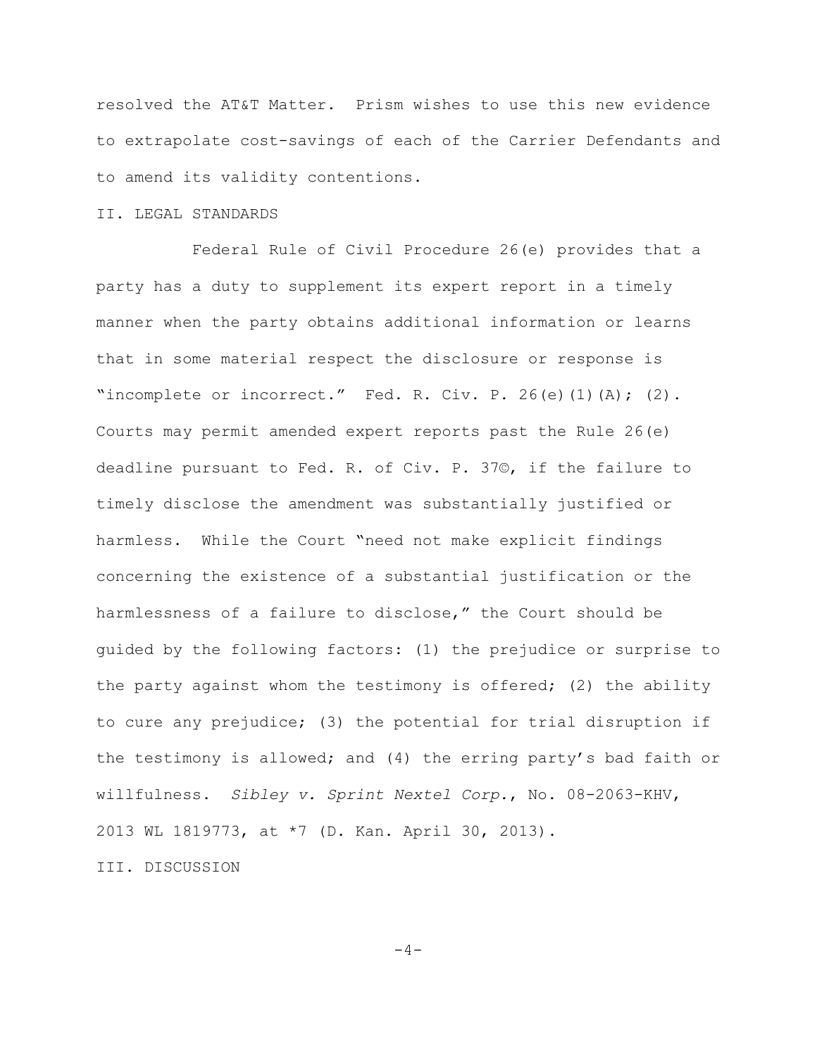resolved the AT&T Matter. Prism wishes to use this new evidence to extrapolate cost-savings of each of the Carrier Defendants and to amend its validity contentions.

## II. LEGAL STANDARDS

Federal Rule of Civil Procedure 26(e) provides that a party has a duty to supplement its expert report in a timely manner when the party obtains additional information or learns that in some material respect the disclosure or response is "incomplete or incorrect." Fed. R. Civ. P. 26(e)(1)(A); (2). Courts may permit amended expert reports past the Rule 26(e) deadline pursuant to Fed. R. of Civ. P. 37©, if the failure to timely disclose the amendment was substantially justified or harmless. While the Court "need not make explicit findings concerning the existence of a substantial justification or the harmlessness of a failure to disclose," the Court should be guided by the following factors: (1) the prejudice or surprise to the party against whom the testimony is offered; (2) the ability to cure any prejudice; (3) the potential for trial disruption if the testimony is allowed; and (4) the erring party's bad faith or willfulness. *Sibley v. Sprint Nextel Corp.*, No. 08-2063-KHV, 2013 WL 1819773, at *7 (D. Kan. April 30, 2013).

## III. DISCUSSION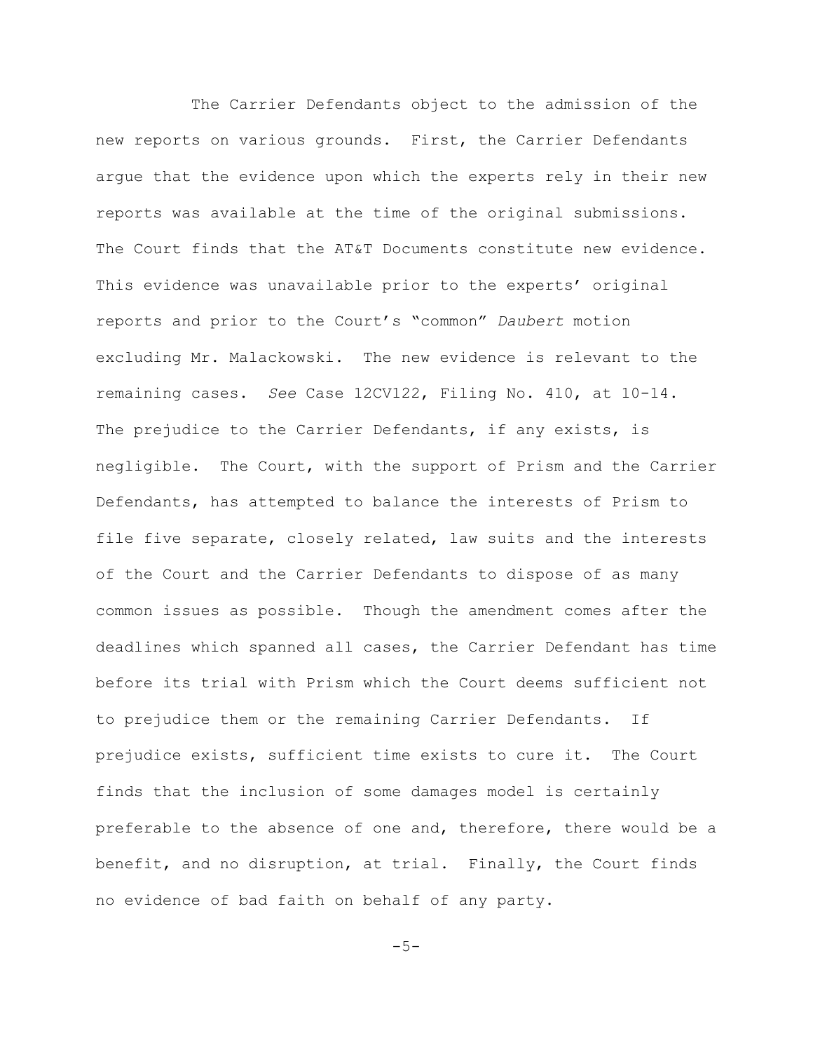The Carrier Defendants object to the admission of the new reports on various grounds. First, the Carrier Defendants argue that the evidence upon which the experts rely in their new reports was available at the time of the original submissions. The Court finds that the AT&T Documents constitute new evidence. This evidence was unavailable prior to the experts' original reports and prior to the Court's "common" *Daubert* motion excluding Mr. Malackowski. The new evidence is relevant to the remaining cases. *See* Case 12CV122, Filing No. 410, at 10-14. The prejudice to the Carrier Defendants, if any exists, is negligible. The Court, with the support of Prism and the Carrier Defendants, has attempted to balance the interests of Prism to file five separate, closely related, law suits and the interests of the Court and the Carrier Defendants to dispose of as many common issues as possible. Though the amendment comes after the deadlines which spanned all cases, the Carrier Defendant has time before its trial with Prism which the Court deems sufficient not to prejudice them or the remaining Carrier Defendants. If prejudice exists, sufficient time exists to cure it. The Court finds that the inclusion of some damages model is certainly preferable to the absence of one and, therefore, there would be a benefit, and no disruption, at trial. Finally, the Court finds no evidence of bad faith on behalf of any party.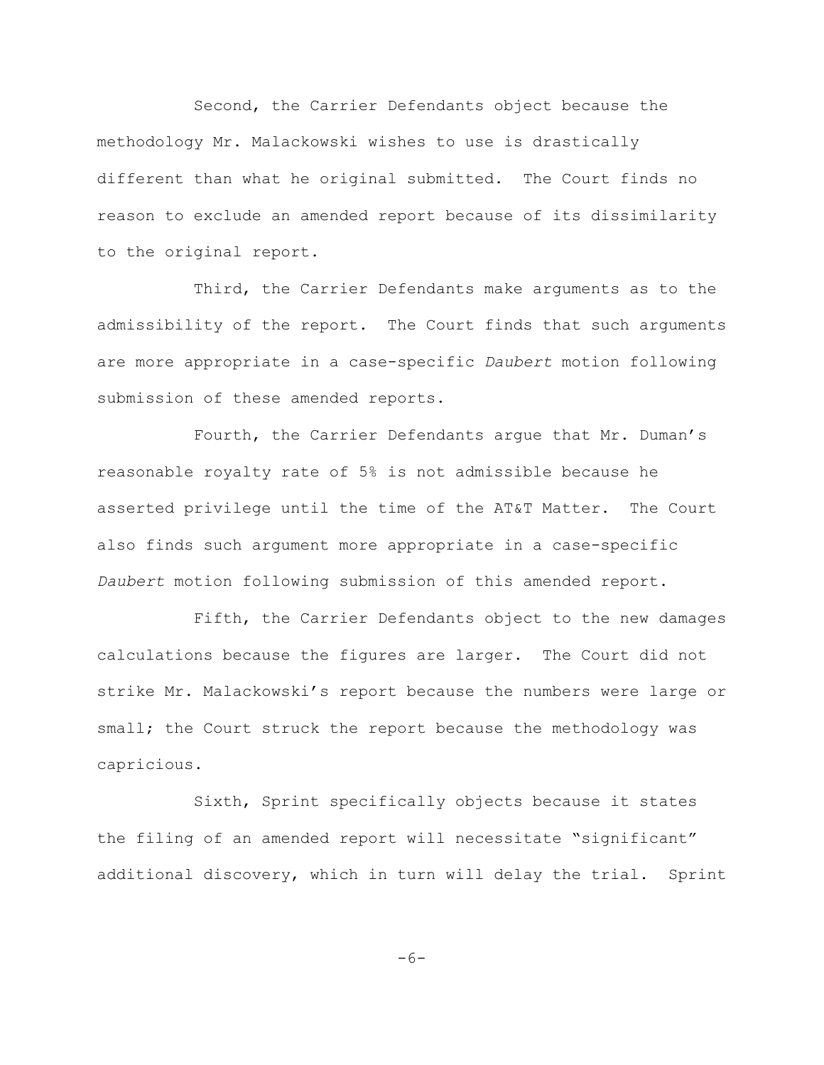Second, the Carrier Defendants object because the methodology Mr. Malackowski wishes to use is drastically different than what he original submitted. The Court finds no reason to exclude an amended report because of its dissimilarity to the original report.

Third, the Carrier Defendants make arguments as to the admissibility of the report. The Court finds that such arguments are more appropriate in a case-specific *Daubert* motion following submission of these amended reports.

Fourth, the Carrier Defendants argue that Mr. Duman's reasonable royalty rate of 5% is not admissible because he asserted privilege until the time of the AT&T Matter. The Court also finds such argument more appropriate in a case-specific *Daubert* motion following submission of this amended report.

Fifth, the Carrier Defendants object to the new damages calculations because the figures are larger. The Court did not strike Mr. Malackowski's report because the numbers were large or small; the Court struck the report because the methodology was capricious.

Sixth, Sprint specifically objects because it states the filing of an amended report will necessitate "significant" additional discovery, which in turn will delay the trial. Sprint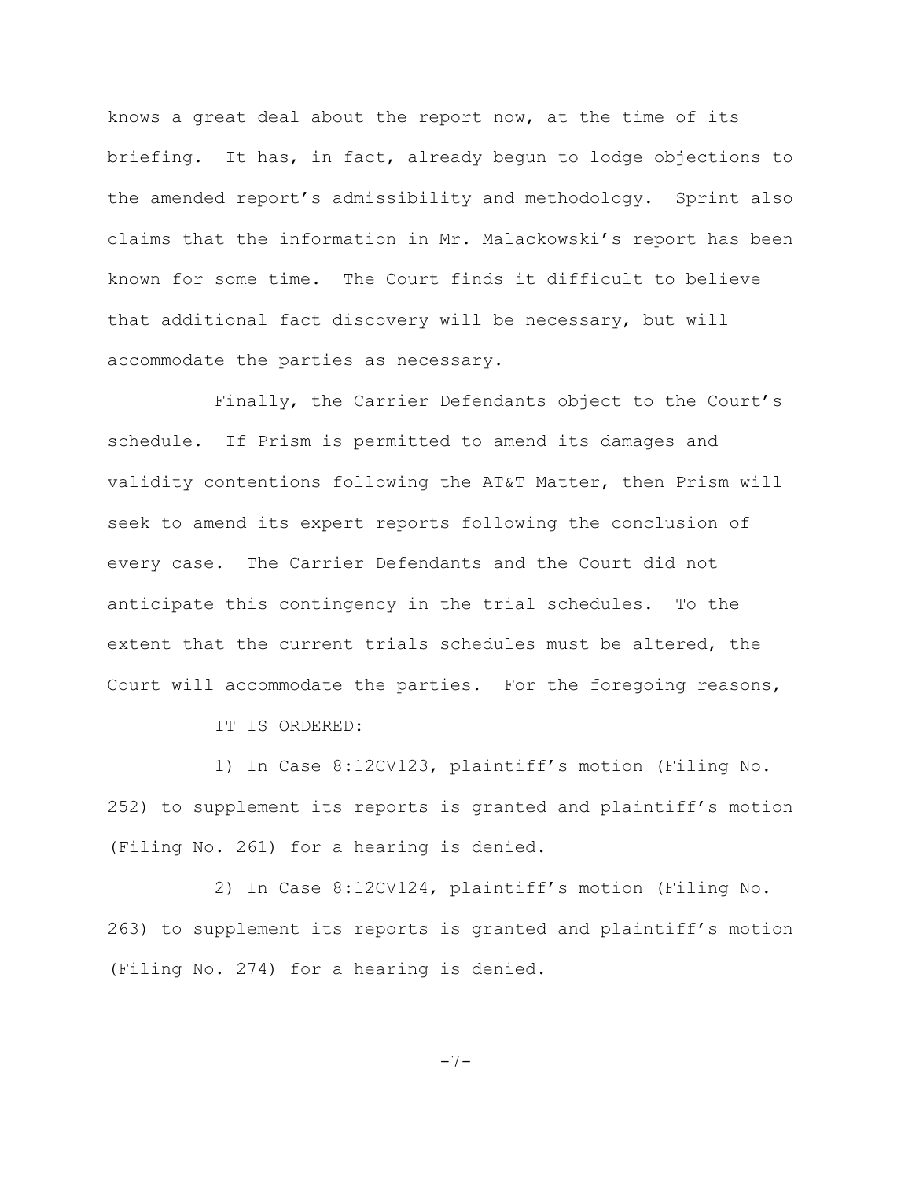knows a great deal about the report now, at the time of its briefing. It has, in fact, already begun to lodge objections to the amended report's admissibility and methodology. Sprint also claims that the information in Mr. Malackowski's report has been known for some time. The Court finds it difficult to believe that additional fact discovery will be necessary, but will accommodate the parties as necessary.

Finally, the Carrier Defendants object to the Court's schedule. If Prism is permitted to amend its damages and validity contentions following the AT&T Matter, then Prism will seek to amend its expert reports following the conclusion of every case. The Carrier Defendants and the Court did not anticipate this contingency in the trial schedules. To the extent that the current trials schedules must be altered, the Court will accommodate the parties. For the foregoing reasons,

IT IS ORDERED:

1) In Case 8:12CV123, plaintiff's motion (Filing No. 252) to supplement its reports is granted and plaintiff's motion (Filing No. 261) for a hearing is denied.

2) In Case 8:12CV124, plaintiff's motion (Filing No. 263) to supplement its reports is granted and plaintiff's motion (Filing No. 274) for a hearing is denied.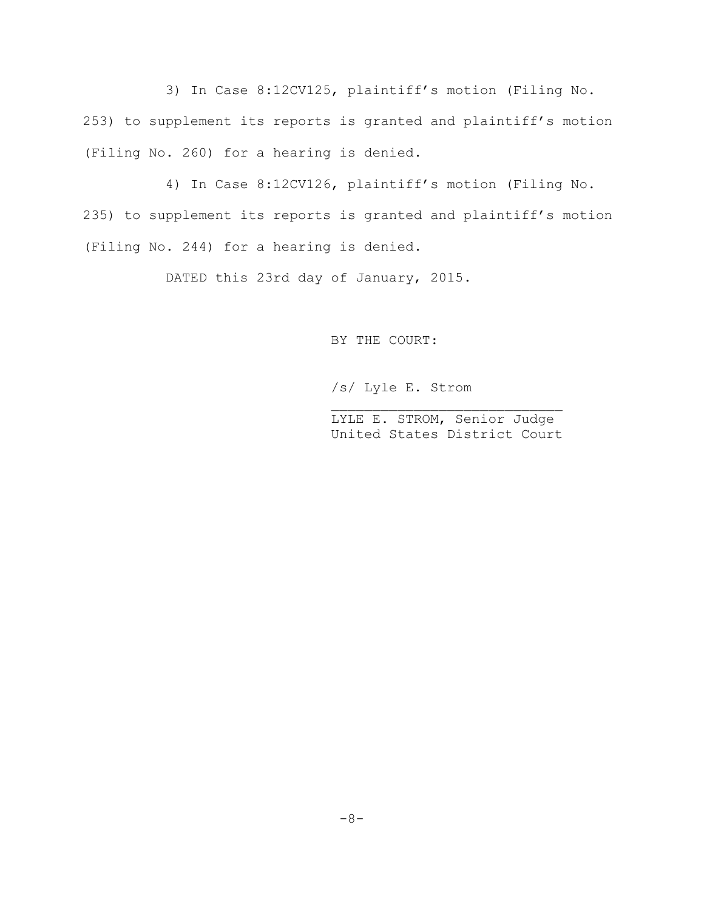3) In Case 8:12CV125, plaintiff's motion (Filing No. 253) to supplement its reports is granted and plaintiff's motion (Filing No. 260) for a hearing is denied.

4) In Case 8:12CV126, plaintiff's motion (Filing No. 235) to supplement its reports is granted and plaintiff's motion (Filing No. 244) for a hearing is denied.

DATED this 23rd day of January, 2015.

BY THE COURT:

/s/ Lyle E. Strom

LYLE E. STROM, Senior Judge
United States District Court